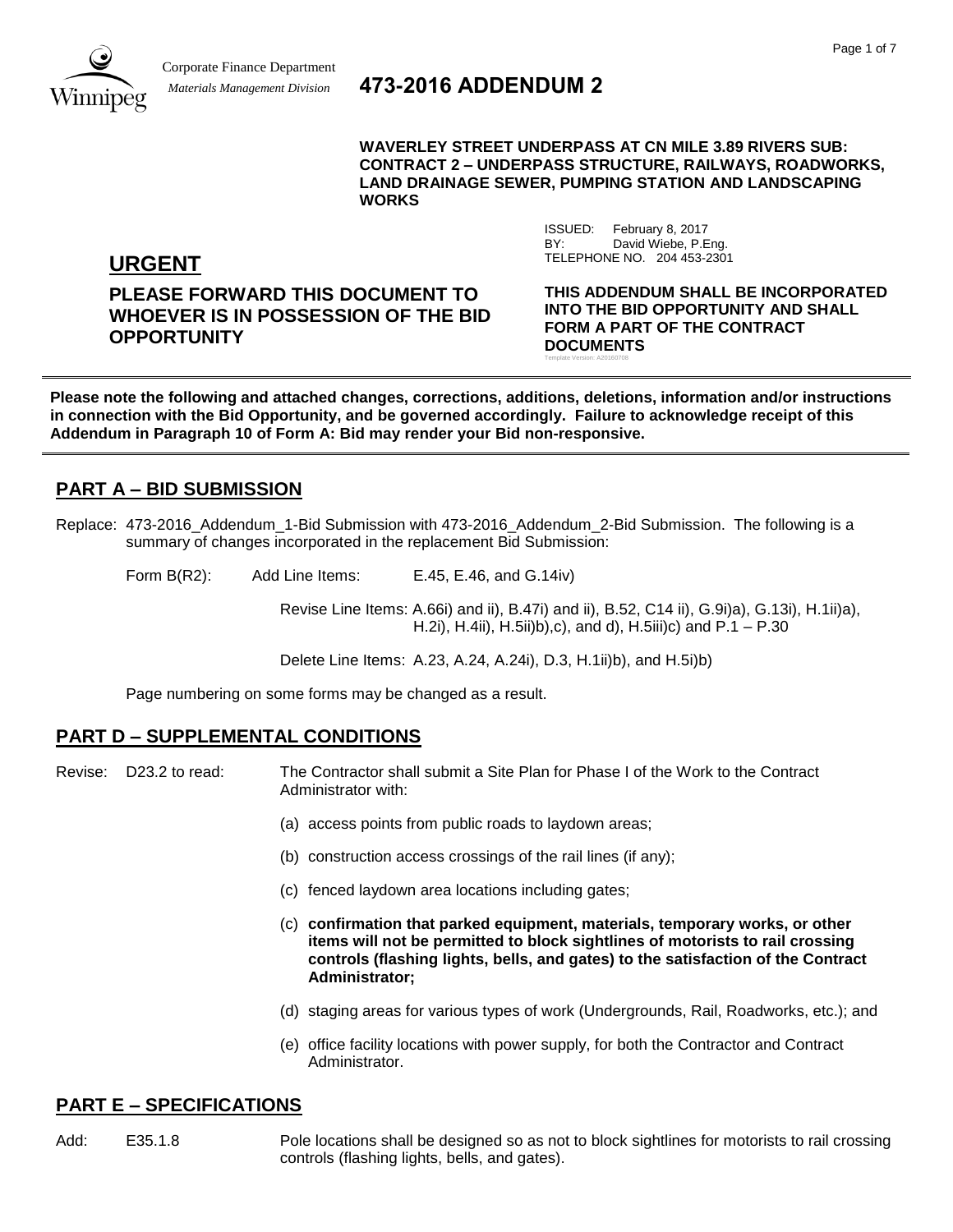Corporate Finance Department
*Materials Management Division*

# 473-2016 ADDENDUM 2

**WAVERLEY STREET UNDERPASS AT CN MILE 3.89 RIVERS SUB: CONTRACT 2 – UNDERPASS STRUCTURE, RAILWAYS, ROADWORKS, LAND DRAINAGE SEWER, PUMPING STATION AND LANDSCAPING WORKS**

ISSUED: February 8, 2017
BY: David Wiebe, P.Eng.
TELEPHONE NO. 204 453-2301

## URGENT

**PLEASE FORWARD THIS DOCUMENT TO WHOEVER IS IN POSSESSION OF THE BID OPPORTUNITY**

**THIS ADDENDUM SHALL BE INCORPORATED INTO THE BID OPPORTUNITY AND SHALL FORM A PART OF THE CONTRACT DOCUMENTS**

Template Version: A20160708

---

**Please note the following and attached changes, corrections, additions, deletions, information and/or instructions in connection with the Bid Opportunity, and be governed accordingly. Failure to acknowledge receipt of this Addendum in Paragraph 10 of Form A: Bid may render your Bid non-responsive.**

---

## PART A – BID SUBMISSION

Replace: 473-2016_Addendum_1-Bid Submission with 473-2016_Addendum_2-Bid Submission. The following is a summary of changes incorporated in the replacement Bid Submission:

Form B(R2): Add Line Items: E.45, E.46, and G.14iv)

Revise Line Items: A.66i) and ii), B.47i) and ii), B.52, C14 ii), G.9i)a), G.13i), H.1ii)a), H.2i), H.4ii), H.5ii)b),c), and d), H.5iii)c) and P.1 – P.30

Delete Line Items: A.23, A.24, A.24i), D.3, H.1ii)b), and H.5i)b)

Page numbering on some forms may be changed as a result.

## PART D – SUPPLEMENTAL CONDITIONS

Revise: D23.2 to read: The Contractor shall submit a Site Plan for Phase I of the Work to the Contract Administrator with:

(a) access points from public roads to laydown areas;

(b) construction access crossings of the rail lines (if any);

(c) fenced laydown area locations including gates;

(c) **confirmation that parked equipment, materials, temporary works, or other items will not be permitted to block sightlines of motorists to rail crossing controls (flashing lights, bells, and gates) to the satisfaction of the Contract Administrator;**

(d) staging areas for various types of work (Undergrounds, Rail, Roadworks, etc.); and

(e) office facility locations with power supply, for both the Contractor and Contract Administrator.

## PART E – SPECIFICATIONS

Add: E35.1.8 Pole locations shall be designed so as not to block sightlines for motorists to rail crossing controls (flashing lights, bells, and gates).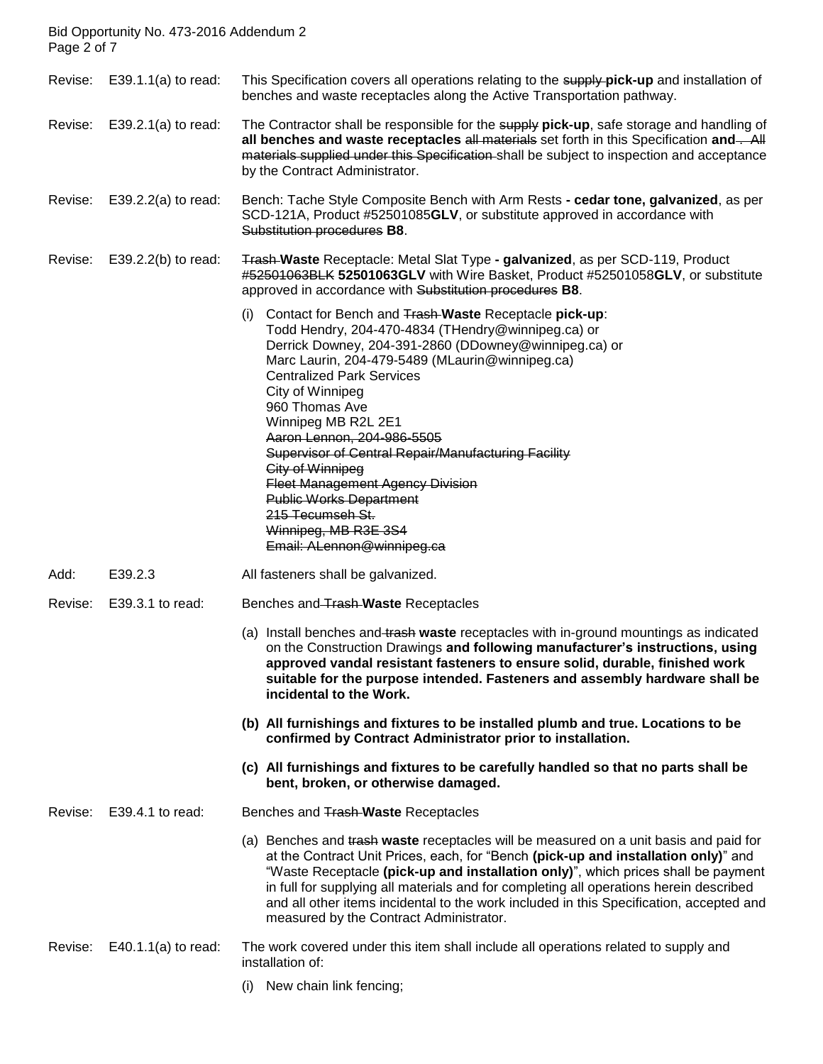Revise: E39.1.1(a) to read: This Specification covers all operations relating to the ~~supply~~ **pick-up** and installation of benches and waste receptacles along the Active Transportation pathway.

Revise: E39.2.1(a) to read: The Contractor shall be responsible for the ~~supply~~ **pick-up**, safe storage and handling of **all benches and waste receptacles** ~~all materials~~ set forth in this Specification **and** ~~. All materials supplied under this Specification~~ shall be subject to inspection and acceptance by the Contract Administrator.

Revise: E39.2.2(a) to read: Bench: Tache Style Composite Bench with Arm Rests **- cedar tone, galvanized**, as per SCD-121A, Product #52501085**GLV**, or substitute approved in accordance with ~~Substitution procedures~~ **B8**.

Revise: E39.2.2(b) to read: ~~Trash~~ **Waste** Receptacle: Metal Slat Type **- galvanized**, as per SCD-119, Product ~~#52501063BLK~~ **52501063GLV** with Wire Basket, Product #52501058**GLV**, or substitute approved in accordance with ~~Substitution procedures~~ **B8**.

(i) Contact for Bench and ~~Trash~~ **Waste** Receptacle **pick-up**:
Todd Hendry, 204-470-4834 (THendry@winnipeg.ca) or
Derrick Downey, 204-391-2860 (DDowney@winnipeg.ca) or
Marc Laurin, 204-479-5489 (MLaurin@winnipeg.ca)
Centralized Park Services
City of Winnipeg
960 Thomas Ave
Winnipeg MB R2L 2E1
~~Aaron Lennon, 204-986-5505~~
~~Supervisor of Central Repair/Manufacturing Facility~~
~~City of Winnipeg~~
~~Fleet Management Agency Division~~
~~Public Works Department~~
~~215 Tecumseh St.~~
~~Winnipeg, MB R3E 3S4~~
~~Email: ALennon@winnipeg.ca~~

Add: E39.2.3 All fasteners shall be galvanized.

Revise: E39.3.1 to read: Benches and ~~Trash~~ **Waste** Receptacles

(a) Install benches and ~~trash~~ **waste** receptacles with in-ground mountings as indicated on the Construction Drawings **and following manufacturer's instructions, using approved vandal resistant fasteners to ensure solid, durable, finished work suitable for the purpose intended. Fasteners and assembly hardware shall be incidental to the Work.**

**(b) All furnishings and fixtures to be installed plumb and true. Locations to be confirmed by Contract Administrator prior to installation.**

**(c) All furnishings and fixtures to be carefully handled so that no parts shall be bent, broken, or otherwise damaged.**

Revise: E39.4.1 to read: Benches and ~~Trash~~ **Waste** Receptacles

(a) Benches and ~~trash~~ **waste** receptacles will be measured on a unit basis and paid for at the Contract Unit Prices, each, for "Bench **(pick-up and installation only)**" and "Waste Receptacle **(pick-up and installation only)**", which prices shall be payment in full for supplying all materials and for completing all operations herein described and all other items incidental to the work included in this Specification, accepted and measured by the Contract Administrator.

Revise: E40.1.1(a) to read: The work covered under this item shall include all operations related to supply and installation of:

(i) New chain link fencing;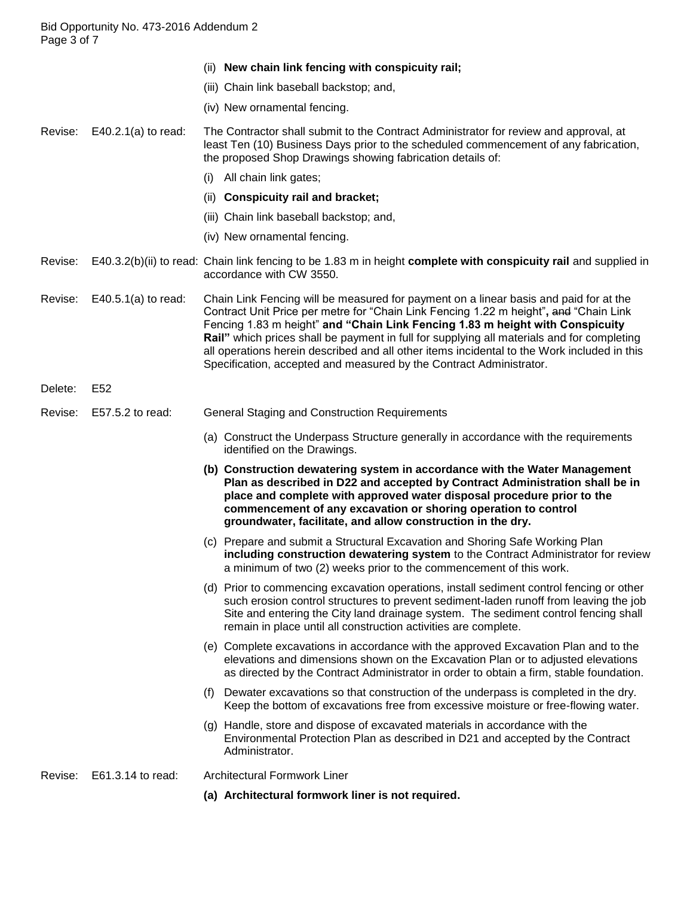(ii) **New chain link fencing with conspicuity rail;**

(iii) Chain link baseball backstop; and,

(iv) New ornamental fencing.

Revise: E40.2.1(a) to read: The Contractor shall submit to the Contract Administrator for review and approval, at least Ten (10) Business Days prior to the scheduled commencement of any fabrication, the proposed Shop Drawings showing fabrication details of:

(i) All chain link gates;

(ii) **Conspicuity rail and bracket;**

(iii) Chain link baseball backstop; and,

(iv) New ornamental fencing.

Revise: E40.3.2(b)(ii) to read: Chain link fencing to be 1.83 m in height **complete with conspicuity rail** and supplied in accordance with CW 3550.

Revise: E40.5.1(a) to read: Chain Link Fencing will be measured for payment on a linear basis and paid for at the Contract Unit Price per metre for "Chain Link Fencing 1.22 m height"**,** ~~and~~ "Chain Link Fencing 1.83 m height" **and "Chain Link Fencing 1.83 m height with Conspicuity Rail"** which prices shall be payment in full for supplying all materials and for completing all operations herein described and all other items incidental to the Work included in this Specification, accepted and measured by the Contract Administrator.

Delete: E52

Revise: E57.5.2 to read: General Staging and Construction Requirements

(a) Construct the Underpass Structure generally in accordance with the requirements identified on the Drawings.

**(b) Construction dewatering system in accordance with the Water Management Plan as described in D22 and accepted by Contract Administration shall be in place and complete with approved water disposal procedure prior to the commencement of any excavation or shoring operation to control groundwater, facilitate, and allow construction in the dry.**

(c) Prepare and submit a Structural Excavation and Shoring Safe Working Plan **including construction dewatering system** to the Contract Administrator for review a minimum of two (2) weeks prior to the commencement of this work.

(d) Prior to commencing excavation operations, install sediment control fencing or other such erosion control structures to prevent sediment-laden runoff from leaving the job Site and entering the City land drainage system. The sediment control fencing shall remain in place until all construction activities are complete.

(e) Complete excavations in accordance with the approved Excavation Plan and to the elevations and dimensions shown on the Excavation Plan or to adjusted elevations as directed by the Contract Administrator in order to obtain a firm, stable foundation.

(f) Dewater excavations so that construction of the underpass is completed in the dry. Keep the bottom of excavations free from excessive moisture or free-flowing water.

(g) Handle, store and dispose of excavated materials in accordance with the Environmental Protection Plan as described in D21 and accepted by the Contract Administrator.

Revise: E61.3.14 to read: Architectural Formwork Liner

**(a) Architectural formwork liner is not required.**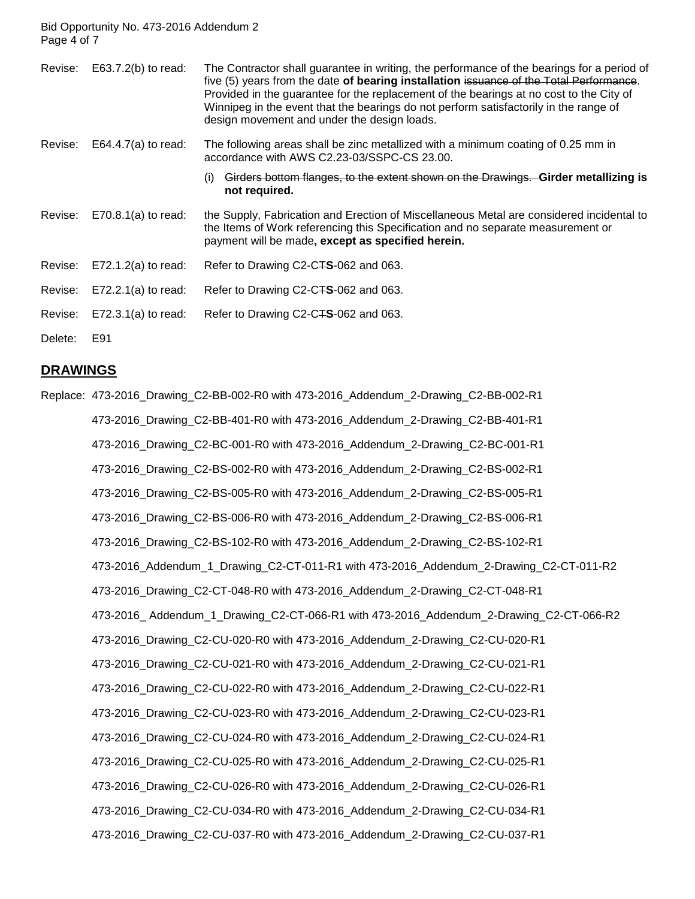Revise: E63.7.2(b) to read: The Contractor shall guarantee in writing, the performance of the bearings for a period of five (5) years from the date **of bearing installation** ~~issuance of the Total Performance~~. Provided in the guarantee for the replacement of the bearings at no cost to the City of Winnipeg in the event that the bearings do not perform satisfactorily in the range of design movement and under the design loads.

Revise: E64.4.7(a) to read: The following areas shall be zinc metallized with a minimum coating of 0.25 mm in accordance with AWS C2.23-03/SSPC-CS 23.00.

(i) ~~Girders bottom flanges, to the extent shown on the Drawings.~~ **Girder metallizing is not required.**

Revise: E70.8.1(a) to read: the Supply, Fabrication and Erection of Miscellaneous Metal are considered incidental to the Items of Work referencing this Specification and no separate measurement or payment will be made**, except as specified herein.**

Revise: E72.1.2(a) to read: Refer to Drawing C2-C~~T~~**S**-062 and 063.

Revise: E72.2.1(a) to read: Refer to Drawing C2-C~~T~~**S**-062 and 063.

Revise: E72.3.1(a) to read: Refer to Drawing C2-C~~T~~**S**-062 and 063.

Delete: E91

## DRAWINGS

Replace: 473-2016_Drawing_C2-BB-002-R0 with 473-2016_Addendum_2-Drawing_C2-BB-002-R1

473-2016_Drawing_C2-BB-401-R0 with 473-2016_Addendum_2-Drawing_C2-BB-401-R1

473-2016_Drawing_C2-BC-001-R0 with 473-2016_Addendum_2-Drawing_C2-BC-001-R1

473-2016_Drawing_C2-BS-002-R0 with 473-2016_Addendum_2-Drawing_C2-BS-002-R1

473-2016_Drawing_C2-BS-005-R0 with 473-2016_Addendum_2-Drawing_C2-BS-005-R1

473-2016_Drawing_C2-BS-006-R0 with 473-2016_Addendum_2-Drawing_C2-BS-006-R1

473-2016_Drawing_C2-BS-102-R0 with 473-2016_Addendum_2-Drawing_C2-BS-102-R1

473-2016_Addendum_1_Drawing_C2-CT-011-R1 with 473-2016_Addendum_2-Drawing_C2-CT-011-R2

473-2016_Drawing_C2-CT-048-R0 with 473-2016_Addendum_2-Drawing_C2-CT-048-R1

473-2016_ Addendum_1_Drawing_C2-CT-066-R1 with 473-2016_Addendum_2-Drawing_C2-CT-066-R2

473-2016_Drawing_C2-CU-020-R0 with 473-2016_Addendum_2-Drawing_C2-CU-020-R1

473-2016_Drawing_C2-CU-021-R0 with 473-2016_Addendum_2-Drawing_C2-CU-021-R1

473-2016_Drawing_C2-CU-022-R0 with 473-2016_Addendum_2-Drawing_C2-CU-022-R1

473-2016_Drawing_C2-CU-023-R0 with 473-2016_Addendum_2-Drawing_C2-CU-023-R1

473-2016_Drawing_C2-CU-024-R0 with 473-2016_Addendum_2-Drawing_C2-CU-024-R1

473-2016_Drawing_C2-CU-025-R0 with 473-2016_Addendum_2-Drawing_C2-CU-025-R1

473-2016_Drawing_C2-CU-026-R0 with 473-2016_Addendum_2-Drawing_C2-CU-026-R1

473-2016_Drawing_C2-CU-034-R0 with 473-2016_Addendum_2-Drawing_C2-CU-034-R1

473-2016_Drawing_C2-CU-037-R0 with 473-2016_Addendum_2-Drawing_C2-CU-037-R1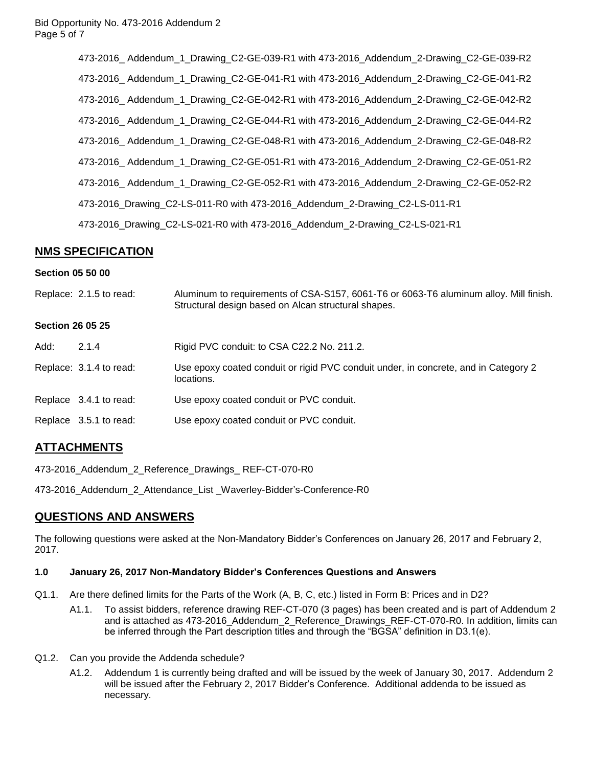473-2016_ Addendum_1_Drawing_C2-GE-039-R1 with 473-2016_Addendum_2-Drawing_C2-GE-039-R2

473-2016_ Addendum_1_Drawing_C2-GE-041-R1 with 473-2016_Addendum_2-Drawing_C2-GE-041-R2

473-2016_ Addendum_1_Drawing_C2-GE-042-R1 with 473-2016_Addendum_2-Drawing_C2-GE-042-R2

473-2016_ Addendum_1_Drawing_C2-GE-044-R1 with 473-2016_Addendum_2-Drawing_C2-GE-044-R2

473-2016_ Addendum_1_Drawing_C2-GE-048-R1 with 473-2016_Addendum_2-Drawing_C2-GE-048-R2

473-2016_ Addendum_1_Drawing_C2-GE-051-R1 with 473-2016_Addendum_2-Drawing_C2-GE-051-R2

473-2016_ Addendum_1_Drawing_C2-GE-052-R1 with 473-2016_Addendum_2-Drawing_C2-GE-052-R2

473-2016_Drawing_C2-LS-011-R0 with 473-2016_Addendum_2-Drawing_C2-LS-011-R1

473-2016_Drawing_C2-LS-021-R0 with 473-2016_Addendum_2-Drawing_C2-LS-021-R1

## NMS SPECIFICATION

**Section 05 50 00**

Replace: 2.1.5 to read: Aluminum to requirements of CSA-S157, 6061-T6 or 6063-T6 aluminum alloy. Mill finish. Structural design based on Alcan structural shapes.

**Section 26 05 25**

Add: 2.1.4 Rigid PVC conduit: to CSA C22.2 No. 211.2.

Replace: 3.1.4 to read: Use epoxy coated conduit or rigid PVC conduit under, in concrete, and in Category 2 locations.

Replace 3.4.1 to read: Use epoxy coated conduit or PVC conduit.

Replace 3.5.1 to read: Use epoxy coated conduit or PVC conduit.

## ATTACHMENTS

473-2016_Addendum_2_Reference_Drawings_ REF-CT-070-R0

473-2016_Addendum_2_Attendance_List _Waverley-Bidder's-Conference-R0

## QUESTIONS AND ANSWERS

The following questions were asked at the Non-Mandatory Bidder's Conferences on January 26, 2017 and February 2, 2017.

### 1.0 January 26, 2017 Non-Mandatory Bidder's Conferences Questions and Answers

Q1.1. Are there defined limits for the Parts of the Work (A, B, C, etc.) listed in Form B: Prices and in D2?

A1.1. To assist bidders, reference drawing REF-CT-070 (3 pages) has been created and is part of Addendum 2 and is attached as 473-2016_Addendum_2_Reference_Drawings_REF-CT-070-R0. In addition, limits can be inferred through the Part description titles and through the "BGSA" definition in D3.1(e).

Q1.2. Can you provide the Addenda schedule?

A1.2. Addendum 1 is currently being drafted and will be issued by the week of January 30, 2017. Addendum 2 will be issued after the February 2, 2017 Bidder's Conference. Additional addenda to be issued as necessary.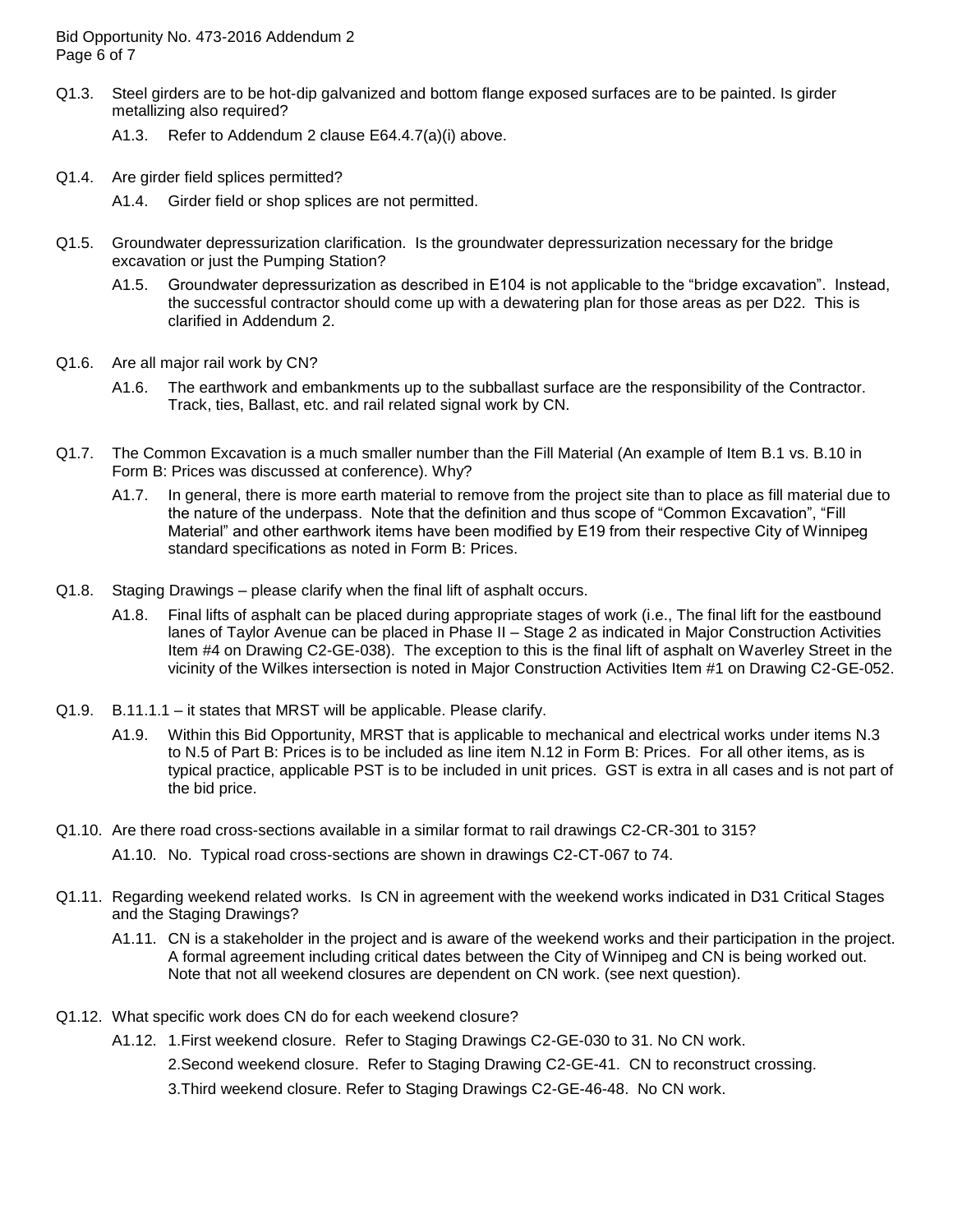Q1.3. Steel girders are to be hot-dip galvanized and bottom flange exposed surfaces are to be painted. Is girder metallizing also required?

A1.3. Refer to Addendum 2 clause E64.4.7(a)(i) above.

Q1.4. Are girder field splices permitted?

A1.4. Girder field or shop splices are not permitted.

Q1.5. Groundwater depressurization clarification. Is the groundwater depressurization necessary for the bridge excavation or just the Pumping Station?

A1.5. Groundwater depressurization as described in E104 is not applicable to the "bridge excavation". Instead, the successful contractor should come up with a dewatering plan for those areas as per D22. This is clarified in Addendum 2.

Q1.6. Are all major rail work by CN?

A1.6. The earthwork and embankments up to the subballast surface are the responsibility of the Contractor. Track, ties, Ballast, etc. and rail related signal work by CN.

Q1.7. The Common Excavation is a much smaller number than the Fill Material (An example of Item B.1 vs. B.10 in Form B: Prices was discussed at conference). Why?

A1.7. In general, there is more earth material to remove from the project site than to place as fill material due to the nature of the underpass. Note that the definition and thus scope of "Common Excavation", "Fill Material" and other earthwork items have been modified by E19 from their respective City of Winnipeg standard specifications as noted in Form B: Prices.

Q1.8. Staging Drawings – please clarify when the final lift of asphalt occurs.

A1.8. Final lifts of asphalt can be placed during appropriate stages of work (i.e., The final lift for the eastbound lanes of Taylor Avenue can be placed in Phase II – Stage 2 as indicated in Major Construction Activities Item #4 on Drawing C2-GE-038). The exception to this is the final lift of asphalt on Waverley Street in the vicinity of the Wilkes intersection is noted in Major Construction Activities Item #1 on Drawing C2-GE-052.

Q1.9. B.11.1.1 – it states that MRST will be applicable. Please clarify.

A1.9. Within this Bid Opportunity, MRST that is applicable to mechanical and electrical works under items N.3 to N.5 of Part B: Prices is to be included as line item N.12 in Form B: Prices. For all other items, as is typical practice, applicable PST is to be included in unit prices. GST is extra in all cases and is not part of the bid price.

Q1.10. Are there road cross-sections available in a similar format to rail drawings C2-CR-301 to 315?

A1.10. No. Typical road cross-sections are shown in drawings C2-CT-067 to 74.

Q1.11. Regarding weekend related works. Is CN in agreement with the weekend works indicated in D31 Critical Stages and the Staging Drawings?

A1.11. CN is a stakeholder in the project and is aware of the weekend works and their participation in the project. A formal agreement including critical dates between the City of Winnipeg and CN is being worked out. Note that not all weekend closures are dependent on CN work. (see next question).

Q1.12. What specific work does CN do for each weekend closure?

A1.12. 1.First weekend closure. Refer to Staging Drawings C2-GE-030 to 31. No CN work.

2.Second weekend closure. Refer to Staging Drawing C2-GE-41. CN to reconstruct crossing.

3.Third weekend closure. Refer to Staging Drawings C2-GE-46-48. No CN work.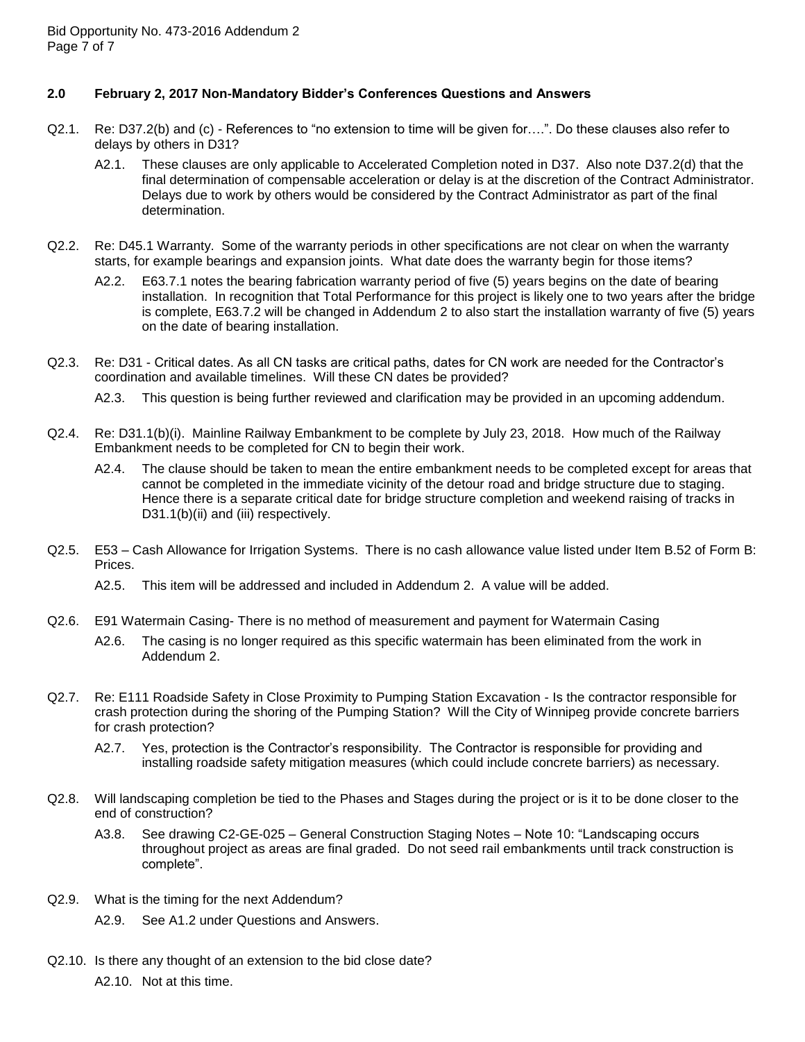## 2.0 February 2, 2017 Non-Mandatory Bidder's Conferences Questions and Answers

Q2.1. Re: D37.2(b) and (c) - References to "no extension to time will be given for….". Do these clauses also refer to delays by others in D31?

A2.1. These clauses are only applicable to Accelerated Completion noted in D37. Also note D37.2(d) that the final determination of compensable acceleration or delay is at the discretion of the Contract Administrator. Delays due to work by others would be considered by the Contract Administrator as part of the final determination.

Q2.2. Re: D45.1 Warranty. Some of the warranty periods in other specifications are not clear on when the warranty starts, for example bearings and expansion joints. What date does the warranty begin for those items?

A2.2. E63.7.1 notes the bearing fabrication warranty period of five (5) years begins on the date of bearing installation. In recognition that Total Performance for this project is likely one to two years after the bridge is complete, E63.7.2 will be changed in Addendum 2 to also start the installation warranty of five (5) years on the date of bearing installation.

Q2.3. Re: D31 - Critical dates. As all CN tasks are critical paths, dates for CN work are needed for the Contractor's coordination and available timelines. Will these CN dates be provided?

A2.3. This question is being further reviewed and clarification may be provided in an upcoming addendum.

Q2.4. Re: D31.1(b)(i). Mainline Railway Embankment to be complete by July 23, 2018. How much of the Railway Embankment needs to be completed for CN to begin their work.

A2.4. The clause should be taken to mean the entire embankment needs to be completed except for areas that cannot be completed in the immediate vicinity of the detour road and bridge structure due to staging. Hence there is a separate critical date for bridge structure completion and weekend raising of tracks in D31.1(b)(ii) and (iii) respectively.

Q2.5. E53 – Cash Allowance for Irrigation Systems. There is no cash allowance value listed under Item B.52 of Form B: Prices.

A2.5. This item will be addressed and included in Addendum 2. A value will be added.

Q2.6. E91 Watermain Casing- There is no method of measurement and payment for Watermain Casing

A2.6. The casing is no longer required as this specific watermain has been eliminated from the work in Addendum 2.

Q2.7. Re: E111 Roadside Safety in Close Proximity to Pumping Station Excavation - Is the contractor responsible for crash protection during the shoring of the Pumping Station? Will the City of Winnipeg provide concrete barriers for crash protection?

A2.7. Yes, protection is the Contractor's responsibility. The Contractor is responsible for providing and installing roadside safety mitigation measures (which could include concrete barriers) as necessary.

Q2.8. Will landscaping completion be tied to the Phases and Stages during the project or is it to be done closer to the end of construction?

A3.8. See drawing C2-GE-025 – General Construction Staging Notes – Note 10: "Landscaping occurs throughout project as areas are final graded. Do not seed rail embankments until track construction is complete".

Q2.9. What is the timing for the next Addendum?

A2.9. See A1.2 under Questions and Answers.

Q2.10. Is there any thought of an extension to the bid close date?

A2.10. Not at this time.